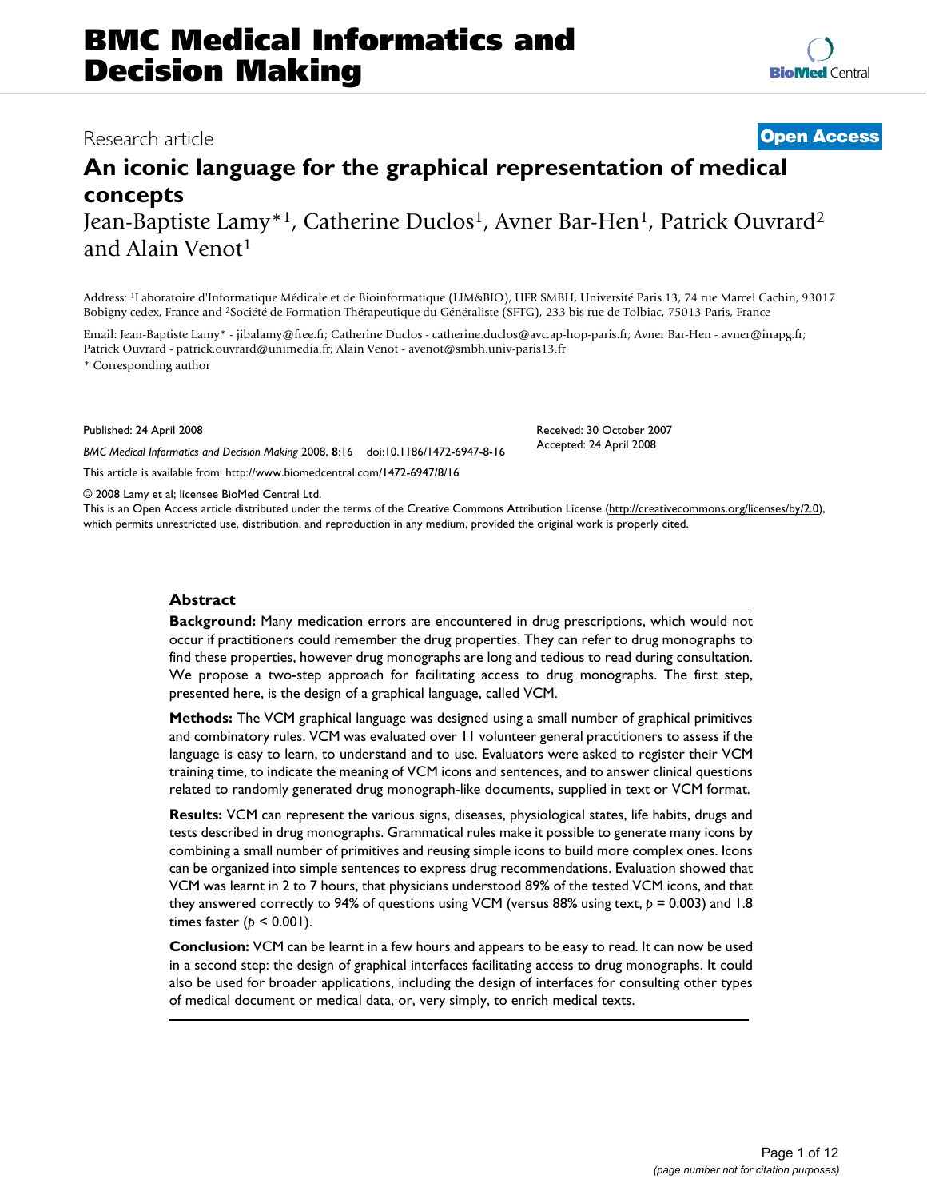# An iconic language for the graphical representation of medical concepts

Jean-Baptiste Lamy*[1], Catherine Duclos[1], Avner Bar-Hen[1], Patrick Ouvrard[2] and Alain Venot[1]

Address: [1]Laboratoire d'Informatique Médicale et de Bioinformatique (LIM&BIO), UFR SMBH, Université Paris 13, 74 rue Marcel Cachin, 93017 Bobigny cedex, France and [2]Société de Formation Thérapeutique du Généraliste (SFTG), 233 bis rue de Tolbiac, 75013 Paris, France

Email: Jean-Baptiste Lamy* - jibalamy@free.fr; Catherine Duclos - catherine.duclos@avc.ap-hop-paris.fr; Avner Bar-Hen - avner@inapg.fr; Patrick Ouvrard - patrick.ouvrard@unimedia.fr; Alain Venot - avenot@smbh.univ-paris13.fr

* Corresponding author

Published: 24 April 2008

*BMC Medical Informatics and Decision Making* 2008, **8**:16 doi:10.1186/1472-6947-8-16

Received: 30 October 2007
Accepted: 24 April 2008

This article is available from: http://www.biomedcentral.com/1472-6947/8/16

© 2008 Lamy et al; licensee BioMed Central Ltd.
This is an Open Access article distributed under the terms of the Creative Commons Attribution License (http://creativecommons.org/licenses/by/2.0), which permits unrestricted use, distribution, and reproduction in any medium, provided the original work is properly cited.

## Abstract

**Background:** Many medication errors are encountered in drug prescriptions, which would not occur if practitioners could remember the drug properties. They can refer to drug monographs to find these properties, however drug monographs are long and tedious to read during consultation. We propose a two-step approach for facilitating access to drug monographs. The first step, presented here, is the design of a graphical language, called VCM.

**Methods:** The VCM graphical language was designed using a small number of graphical primitives and combinatory rules. VCM was evaluated over 11 volunteer general practitioners to assess if the language is easy to learn, to understand and to use. Evaluators were asked to register their VCM training time, to indicate the meaning of VCM icons and sentences, and to answer clinical questions related to randomly generated drug monograph-like documents, supplied in text or VCM format.

**Results:** VCM can represent the various signs, diseases, physiological states, life habits, drugs and tests described in drug monographs. Grammatical rules make it possible to generate many icons by combining a small number of primitives and reusing simple icons to build more complex ones. Icons can be organized into simple sentences to express drug recommendations. Evaluation showed that VCM was learnt in 2 to 7 hours, that physicians understood 89% of the tested VCM icons, and that they answered correctly to 94% of questions using VCM (versus 88% using text, $p = 0.003$) and 1.8 times faster ($p < 0.001$).

**Conclusion:** VCM can be learnt in a few hours and appears to be easy to read. It can now be used in a second step: the design of graphical interfaces facilitating access to drug monographs. It could also be used for broader applications, including the design of interfaces for consulting other types of medical document or medical data, or, very simply, to enrich medical texts.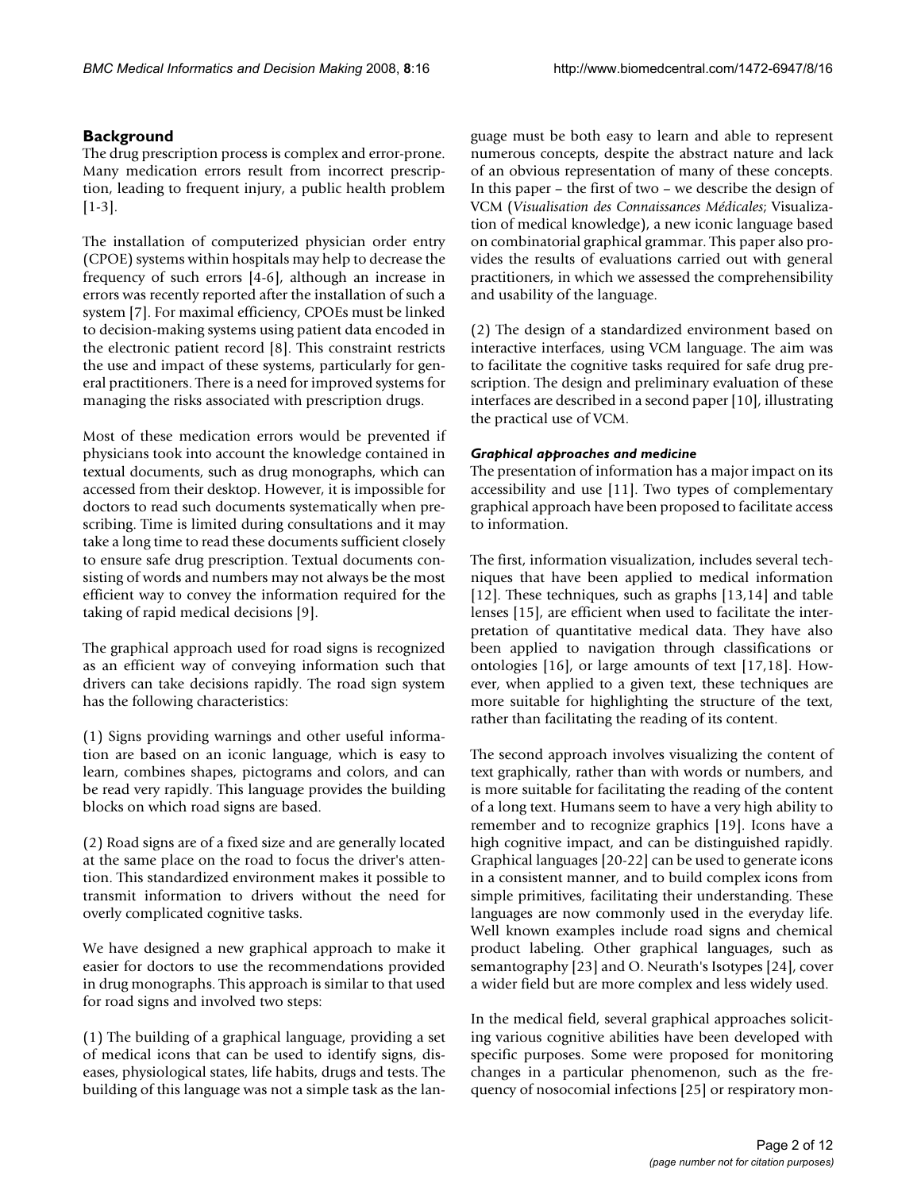## Background

The drug prescription process is complex and error-prone. Many medication errors result from incorrect prescription, leading to frequent injury, a public health problem [1-3].

The installation of computerized physician order entry (CPOE) systems within hospitals may help to decrease the frequency of such errors [4-6], although an increase in errors was recently reported after the installation of such a system [7]. For maximal efficiency, CPOEs must be linked to decision-making systems using patient data encoded in the electronic patient record [8]. This constraint restricts the use and impact of these systems, particularly for general practitioners. There is a need for improved systems for managing the risks associated with prescription drugs.

Most of these medication errors would be prevented if physicians took into account the knowledge contained in textual documents, such as drug monographs, which can accessed from their desktop. However, it is impossible for doctors to read such documents systematically when prescribing. Time is limited during consultations and it may take a long time to read these documents sufficient closely to ensure safe drug prescription. Textual documents consisting of words and numbers may not always be the most efficient way to convey the information required for the taking of rapid medical decisions [9].

The graphical approach used for road signs is recognized as an efficient way of conveying information such that drivers can take decisions rapidly. The road sign system has the following characteristics:

(1) Signs providing warnings and other useful information are based on an iconic language, which is easy to learn, combines shapes, pictograms and colors, and can be read very rapidly. This language provides the building blocks on which road signs are based.

(2) Road signs are of a fixed size and are generally located at the same place on the road to focus the driver's attention. This standardized environment makes it possible to transmit information to drivers without the need for overly complicated cognitive tasks.

We have designed a new graphical approach to make it easier for doctors to use the recommendations provided in drug monographs. This approach is similar to that used for road signs and involved two steps:

(1) The building of a graphical language, providing a set of medical icons that can be used to identify signs, diseases, physiological states, life habits, drugs and tests. The building of this language was not a simple task as the language must be both easy to learn and able to represent numerous concepts, despite the abstract nature and lack of an obvious representation of many of these concepts. In this paper – the first of two – we describe the design of VCM (*Visualisation des Connaissances Médicales*; Visualization of medical knowledge), a new iconic language based on combinatorial graphical grammar. This paper also provides the results of evaluations carried out with general practitioners, in which we assessed the comprehensibility and usability of the language.

(2) The design of a standardized environment based on interactive interfaces, using VCM language. The aim was to facilitate the cognitive tasks required for safe drug prescription. The design and preliminary evaluation of these interfaces are described in a second paper [10], illustrating the practical use of VCM.

### *Graphical approaches and medicine*

The presentation of information has a major impact on its accessibility and use [11]. Two types of complementary graphical approach have been proposed to facilitate access to information.

The first, information visualization, includes several techniques that have been applied to medical information [12]. These techniques, such as graphs [13,14] and table lenses [15], are efficient when used to facilitate the interpretation of quantitative medical data. They have also been applied to navigation through classifications or ontologies [16], or large amounts of text [17,18]. However, when applied to a given text, these techniques are more suitable for highlighting the structure of the text, rather than facilitating the reading of its content.

The second approach involves visualizing the content of text graphically, rather than with words or numbers, and is more suitable for facilitating the reading of the content of a long text. Humans seem to have a very high ability to remember and to recognize graphics [19]. Icons have a high cognitive impact, and can be distinguished rapidly. Graphical languages [20-22] can be used to generate icons in a consistent manner, and to build complex icons from simple primitives, facilitating their understanding. These languages are now commonly used in the everyday life. Well known examples include road signs and chemical product labeling. Other graphical languages, such as semantography [23] and O. Neurath's Isotypes [24], cover a wider field but are more complex and less widely used.

In the medical field, several graphical approaches soliciting various cognitive abilities have been developed with specific purposes. Some were proposed for monitoring changes in a particular phenomenon, such as the frequency of nosocomial infections [25] or respiratory mon-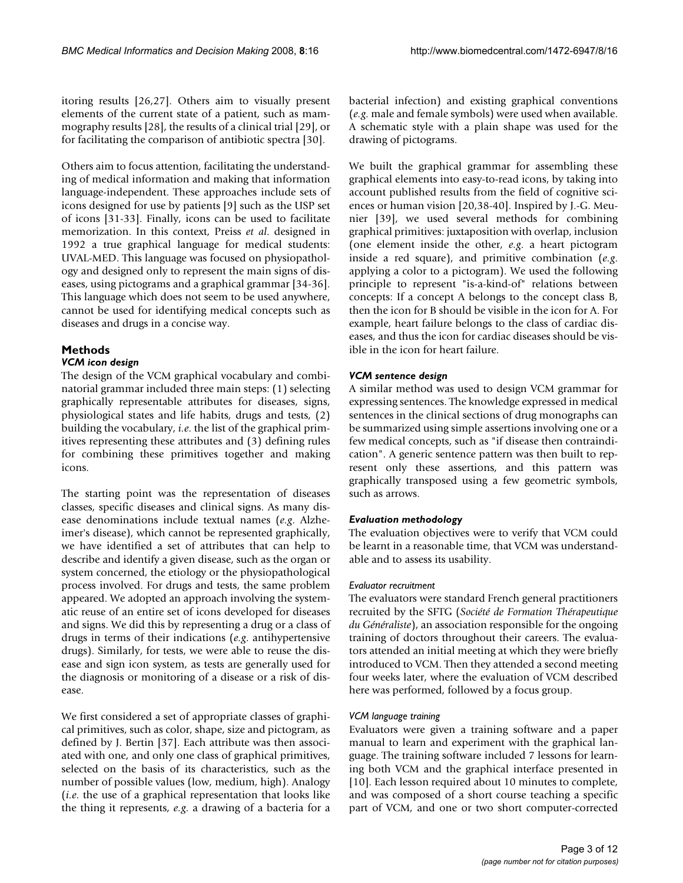itoring results [26,27]. Others aim to visually present elements of the current state of a patient, such as mammography results [28], the results of a clinical trial [29], or for facilitating the comparison of antibiotic spectra [30].

Others aim to focus attention, facilitating the understanding of medical information and making that information language-independent. These approaches include sets of icons designed for use by patients [9] such as the USP set of icons [31-33]. Finally, icons can be used to facilitate memorization. In this context, Preiss *et al.* designed in 1992 a true graphical language for medical students: UVAL-MED. This language was focused on physiopathology and designed only to represent the main signs of diseases, using pictograms and a graphical grammar [34-36]. This language which does not seem to be used anywhere, cannot be used for identifying medical concepts such as diseases and drugs in a concise way.

## Methods

### *VCM icon design*

The design of the VCM graphical vocabulary and combinatorial grammar included three main steps: (1) selecting graphically representable attributes for diseases, signs, physiological states and life habits, drugs and tests, (2) building the vocabulary, *i.e.* the list of the graphical primitives representing these attributes and (3) defining rules for combining these primitives together and making icons.

The starting point was the representation of diseases classes, specific diseases and clinical signs. As many disease denominations include textual names (*e.g.* Alzheimer's disease), which cannot be represented graphically, we have identified a set of attributes that can help to describe and identify a given disease, such as the organ or system concerned, the etiology or the physiopathological process involved. For drugs and tests, the same problem appeared. We adopted an approach involving the systematic reuse of an entire set of icons developed for diseases and signs. We did this by representing a drug or a class of drugs in terms of their indications (*e.g.* antihypertensive drugs). Similarly, for tests, we were able to reuse the disease and sign icon system, as tests are generally used for the diagnosis or monitoring of a disease or a risk of disease.

We first considered a set of appropriate classes of graphical primitives, such as color, shape, size and pictogram, as defined by J. Bertin [37]. Each attribute was then associated with one, and only one class of graphical primitives, selected on the basis of its characteristics, such as the number of possible values (low, medium, high). Analogy (*i.e.* the use of a graphical representation that looks like the thing it represents, *e.g.* a drawing of a bacteria for a bacterial infection) and existing graphical conventions (*e.g.* male and female symbols) were used when available. A schematic style with a plain shape was used for the drawing of pictograms.

We built the graphical grammar for assembling these graphical elements into easy-to-read icons, by taking into account published results from the field of cognitive sciences or human vision [20,38-40]. Inspired by J.-G. Meunier [39], we used several methods for combining graphical primitives: juxtaposition with overlap, inclusion (one element inside the other, *e.g.* a heart pictogram inside a red square), and primitive combination (*e.g.* applying a color to a pictogram). We used the following principle to represent "is-a-kind-of" relations between concepts: If a concept A belongs to the concept class B, then the icon for B should be visible in the icon for A. For example, heart failure belongs to the class of cardiac diseases, and thus the icon for cardiac diseases should be visible in the icon for heart failure.

### *VCM sentence design*

A similar method was used to design VCM grammar for expressing sentences. The knowledge expressed in medical sentences in the clinical sections of drug monographs can be summarized using simple assertions involving one or a few medical concepts, such as "if disease then contraindication". A generic sentence pattern was then built to represent only these assertions, and this pattern was graphically transposed using a few geometric symbols, such as arrows.

### *Evaluation methodology*

The evaluation objectives were to verify that VCM could be learnt in a reasonable time, that VCM was understandable and to assess its usability.

#### *Evaluator recruitment*

The evaluators were standard French general practitioners recruited by the SFTG (*Société de Formation Thérapeutique du Généraliste*), an association responsible for the ongoing training of doctors throughout their careers. The evaluators attended an initial meeting at which they were briefly introduced to VCM. Then they attended a second meeting four weeks later, where the evaluation of VCM described here was performed, followed by a focus group.

#### *VCM language training*

Evaluators were given a training software and a paper manual to learn and experiment with the graphical language. The training software included 7 lessons for learning both VCM and the graphical interface presented in [10]. Each lesson required about 10 minutes to complete, and was composed of a short course teaching a specific part of VCM, and one or two short computer-corrected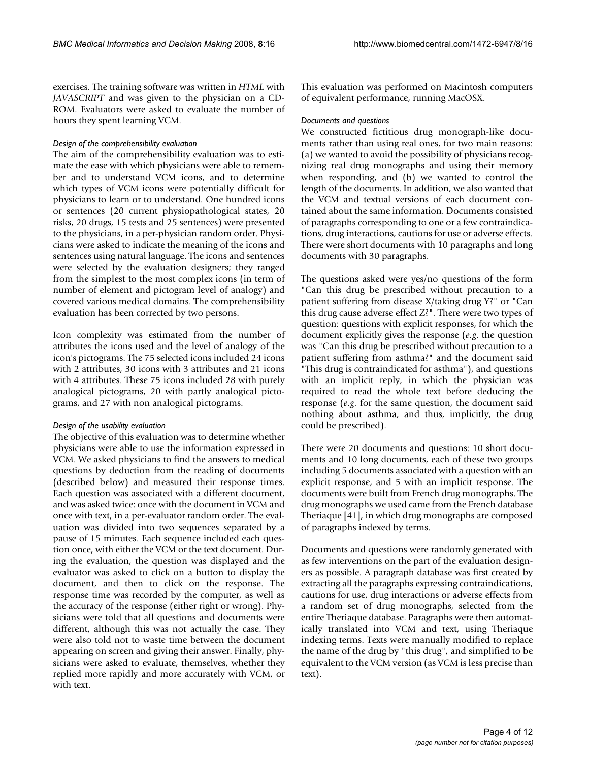exercises. The training software was written in *HTML* with *JAVASCRIPT* and was given to the physician on a CD-ROM. Evaluators were asked to evaluate the number of hours they spent learning VCM.

### *Design of the comprehensibility evaluation*

The aim of the comprehensibility evaluation was to estimate the ease with which physicians were able to remember and to understand VCM icons, and to determine which types of VCM icons were potentially difficult for physicians to learn or to understand. One hundred icons or sentences (20 current physiopathological states, 20 risks, 20 drugs, 15 tests and 25 sentences) were presented to the physicians, in a per-physician random order. Physicians were asked to indicate the meaning of the icons and sentences using natural language. The icons and sentences were selected by the evaluation designers; they ranged from the simplest to the most complex icons (in term of number of element and pictogram level of analogy) and covered various medical domains. The comprehensibility evaluation has been corrected by two persons.

Icon complexity was estimated from the number of attributes the icons used and the level of analogy of the icon's pictograms. The 75 selected icons included 24 icons with 2 attributes, 30 icons with 3 attributes and 21 icons with 4 attributes. These 75 icons included 28 with purely analogical pictograms, 20 with partly analogical pictograms, and 27 with non analogical pictograms.

### *Design of the usability evaluation*

The objective of this evaluation was to determine whether physicians were able to use the information expressed in VCM. We asked physicians to find the answers to medical questions by deduction from the reading of documents (described below) and measured their response times. Each question was associated with a different document, and was asked twice: once with the document in VCM and once with text, in a per-evaluator random order. The evaluation was divided into two sequences separated by a pause of 15 minutes. Each sequence included each question once, with either the VCM or the text document. During the evaluation, the question was displayed and the evaluator was asked to click on a button to display the document, and then to click on the response. The response time was recorded by the computer, as well as the accuracy of the response (either right or wrong). Physicians were told that all questions and documents were different, although this was not actually the case. They were also told not to waste time between the document appearing on screen and giving their answer. Finally, physicians were asked to evaluate, themselves, whether they replied more rapidly and more accurately with VCM, or with text.

This evaluation was performed on Macintosh computers of equivalent performance, running MacOSX.

### *Documents and questions*

We constructed fictitious drug monograph-like documents rather than using real ones, for two main reasons: (a) we wanted to avoid the possibility of physicians recognizing real drug monographs and using their memory when responding, and (b) we wanted to control the length of the documents. In addition, we also wanted that the VCM and textual versions of each document contained about the same information. Documents consisted of paragraphs corresponding to one or a few contraindications, drug interactions, cautions for use or adverse effects. There were short documents with 10 paragraphs and long documents with 30 paragraphs.

The questions asked were yes/no questions of the form "Can this drug be prescribed without precaution to a patient suffering from disease X/taking drug Y?" or "Can this drug cause adverse effect Z?". There were two types of question: questions with explicit responses, for which the document explicitly gives the response (*e.g*. the question was "Can this drug be prescribed without precaution to a patient suffering from asthma?" and the document said "This drug is contraindicated for asthma"), and questions with an implicit reply, in which the physician was required to read the whole text before deducing the response (*e.g*. for the same question, the document said nothing about asthma, and thus, implicitly, the drug could be prescribed).

There were 20 documents and questions: 10 short documents and 10 long documents, each of these two groups including 5 documents associated with a question with an explicit response, and 5 with an implicit response. The documents were built from French drug monographs. The drug monographs we used came from the French database Theriaque [41], in which drug monographs are composed of paragraphs indexed by terms.

Documents and questions were randomly generated with as few interventions on the part of the evaluation designers as possible. A paragraph database was first created by extracting all the paragraphs expressing contraindications, cautions for use, drug interactions or adverse effects from a random set of drug monographs, selected from the entire Theriaque database. Paragraphs were then automatically translated into VCM and text, using Theriaque indexing terms. Texts were manually modified to replace the name of the drug by "this drug", and simplified to be equivalent to the VCM version (as VCM is less precise than text).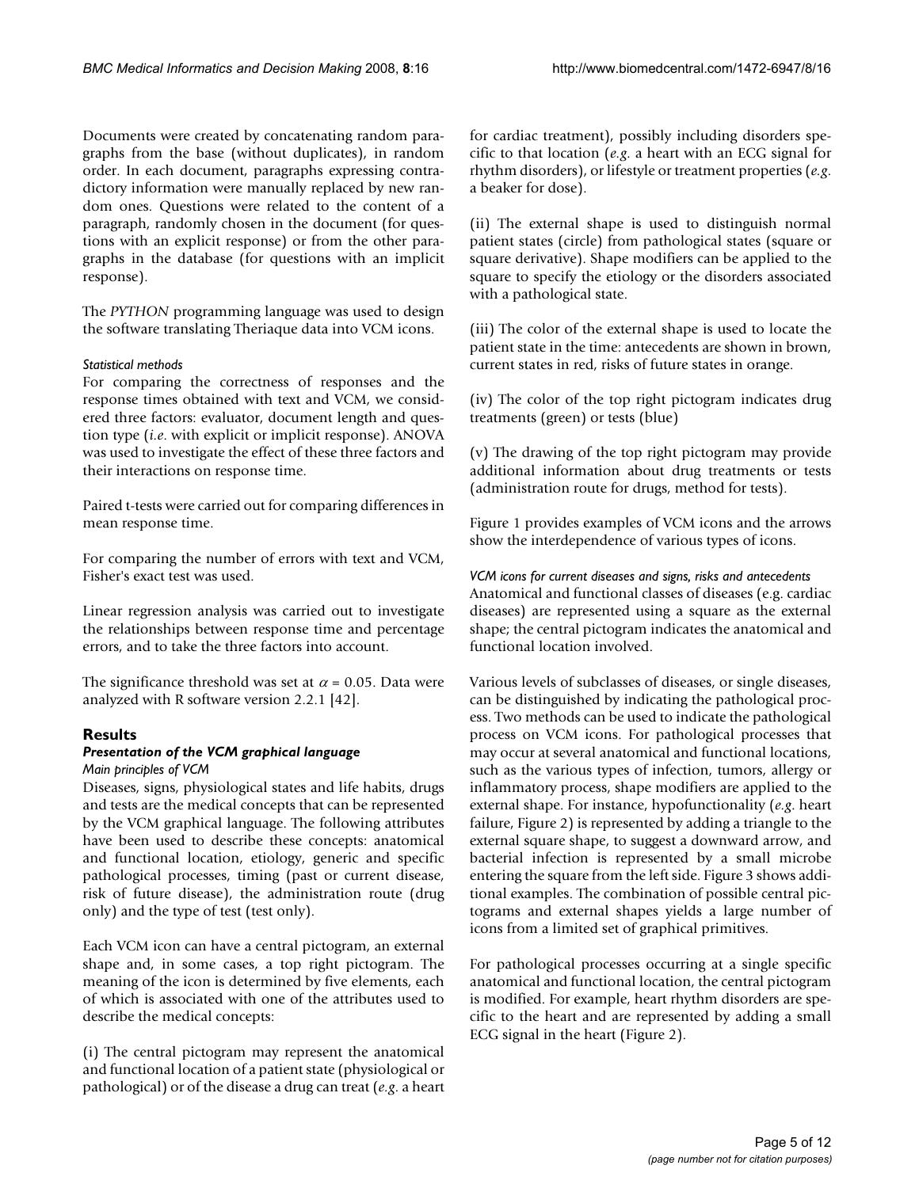Documents were created by concatenating random paragraphs from the base (without duplicates), in random order. In each document, paragraphs expressing contradictory information were manually replaced by new random ones. Questions were related to the content of a paragraph, randomly chosen in the document (for questions with an explicit response) or from the other paragraphs in the database (for questions with an implicit response).

The *PYTHON* programming language was used to design the software translating Theriaque data into VCM icons.

#### *Statistical methods*

For comparing the correctness of responses and the response times obtained with text and VCM, we considered three factors: evaluator, document length and question type (*i.e*. with explicit or implicit response). ANOVA was used to investigate the effect of these three factors and their interactions on response time.

Paired t-tests were carried out for comparing differences in mean response time.

For comparing the number of errors with text and VCM, Fisher's exact test was used.

Linear regression analysis was carried out to investigate the relationships between response time and percentage errors, and to take the three factors into account.

The significance threshold was set at $\alpha = 0.05$. Data were analyzed with R software version 2.2.1 [42].

## Results

### *Presentation of the VCM graphical language*

#### *Main principles of VCM*

Diseases, signs, physiological states and life habits, drugs and tests are the medical concepts that can be represented by the VCM graphical language. The following attributes have been used to describe these concepts: anatomical and functional location, etiology, generic and specific pathological processes, timing (past or current disease, risk of future disease), the administration route (drug only) and the type of test (test only).

Each VCM icon can have a central pictogram, an external shape and, in some cases, a top right pictogram. The meaning of the icon is determined by five elements, each of which is associated with one of the attributes used to describe the medical concepts:

(i) The central pictogram may represent the anatomical and functional location of a patient state (physiological or pathological) or of the disease a drug can treat (*e.g*. a heart for cardiac treatment), possibly including disorders specific to that location (*e.g.* a heart with an ECG signal for rhythm disorders), or lifestyle or treatment properties (*e.g.* a beaker for dose).

(ii) The external shape is used to distinguish normal patient states (circle) from pathological states (square or square derivative). Shape modifiers can be applied to the square to specify the etiology or the disorders associated with a pathological state.

(iii) The color of the external shape is used to locate the patient state in the time: antecedents are shown in brown, current states in red, risks of future states in orange.

(iv) The color of the top right pictogram indicates drug treatments (green) or tests (blue)

(v) The drawing of the top right pictogram may provide additional information about drug treatments or tests (administration route for drugs, method for tests).

Figure 1 provides examples of VCM icons and the arrows show the interdependence of various types of icons.

#### *VCM icons for current diseases and signs, risks and antecedents*

Anatomical and functional classes of diseases (e.g. cardiac diseases) are represented using a square as the external shape; the central pictogram indicates the anatomical and functional location involved.

Various levels of subclasses of diseases, or single diseases, can be distinguished by indicating the pathological process. Two methods can be used to indicate the pathological process on VCM icons. For pathological processes that may occur at several anatomical and functional locations, such as the various types of infection, tumors, allergy or inflammatory process, shape modifiers are applied to the external shape. For instance, hypofunctionality (*e.g.* heart failure, Figure 2) is represented by adding a triangle to the external square shape, to suggest a downward arrow, and bacterial infection is represented by a small microbe entering the square from the left side. Figure 3 shows additional examples. The combination of possible central pictograms and external shapes yields a large number of icons from a limited set of graphical primitives.

For pathological processes occurring at a single specific anatomical and functional location, the central pictogram is modified. For example, heart rhythm disorders are specific to the heart and are represented by adding a small ECG signal in the heart (Figure 2).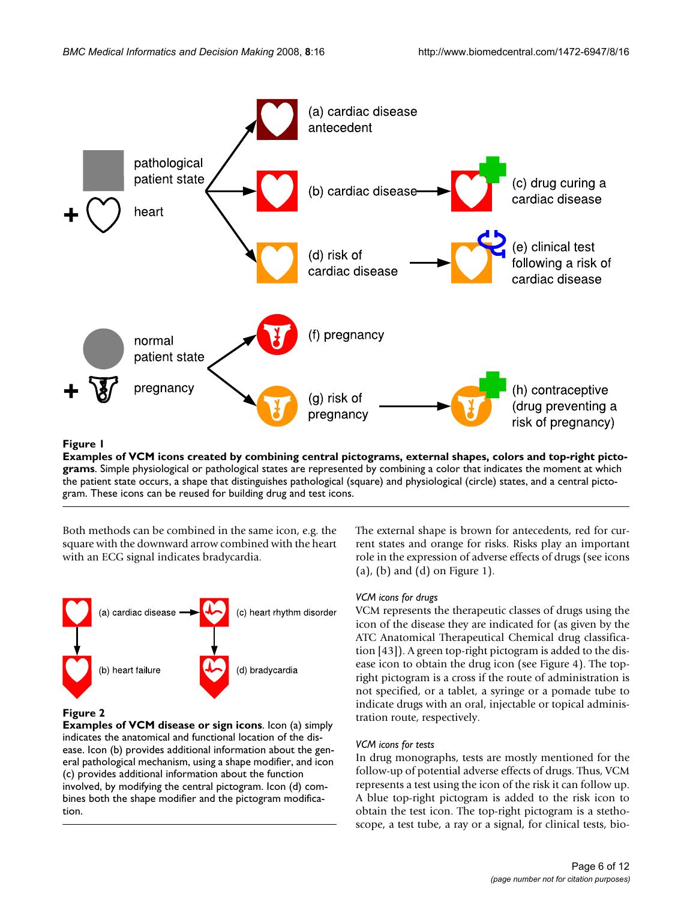**Figure 1**

**Examples of VCM icons created by combining central pictograms, external shapes, colors and top-right pictograms**. Simple physiological or pathological states are represented by combining a color that indicates the moment at which the patient state occurs, a shape that distinguishes pathological (square) and physiological (circle) states, and a central pictogram. These icons can be reused for building drug and test icons.

Both methods can be combined in the same icon, e.g. the square with the downward arrow combined with the heart with an ECG signal indicates bradycardia.

**Figure 2**

**Examples of VCM disease or sign icons**. Icon (a) simply indicates the anatomical and functional location of the disease. Icon (b) provides additional information about the general pathological mechanism, using a shape modifier, and icon (c) provides additional information about the function involved, by modifying the central pictogram. Icon (d) combines both the shape modifier and the pictogram modification.

The external shape is brown for antecedents, red for current states and orange for risks. Risks play an important role in the expression of adverse effects of drugs (see icons (a), (b) and (d) on Figure 1).

*VCM icons for drugs*

VCM represents the therapeutic classes of drugs using the icon of the disease they are indicated for (as given by the ATC Anatomical Therapeutical Chemical drug classification [43]). A green top-right pictogram is added to the disease icon to obtain the drug icon (see Figure 4). The top-right pictogram is a cross if the route of administration is not specified, or a tablet, a syringe or a pomade tube to indicate drugs with an oral, injectable or topical administration route, respectively.

*VCM icons for tests*

In drug monographs, tests are mostly mentioned for the follow-up of potential adverse effects of drugs. Thus, VCM represents a test using the icon of the risk it can follow up. A blue top-right pictogram is added to the risk icon to obtain the test icon. The top-right pictogram is a stethoscope, a test tube, a ray or a signal, for clinical tests, bio-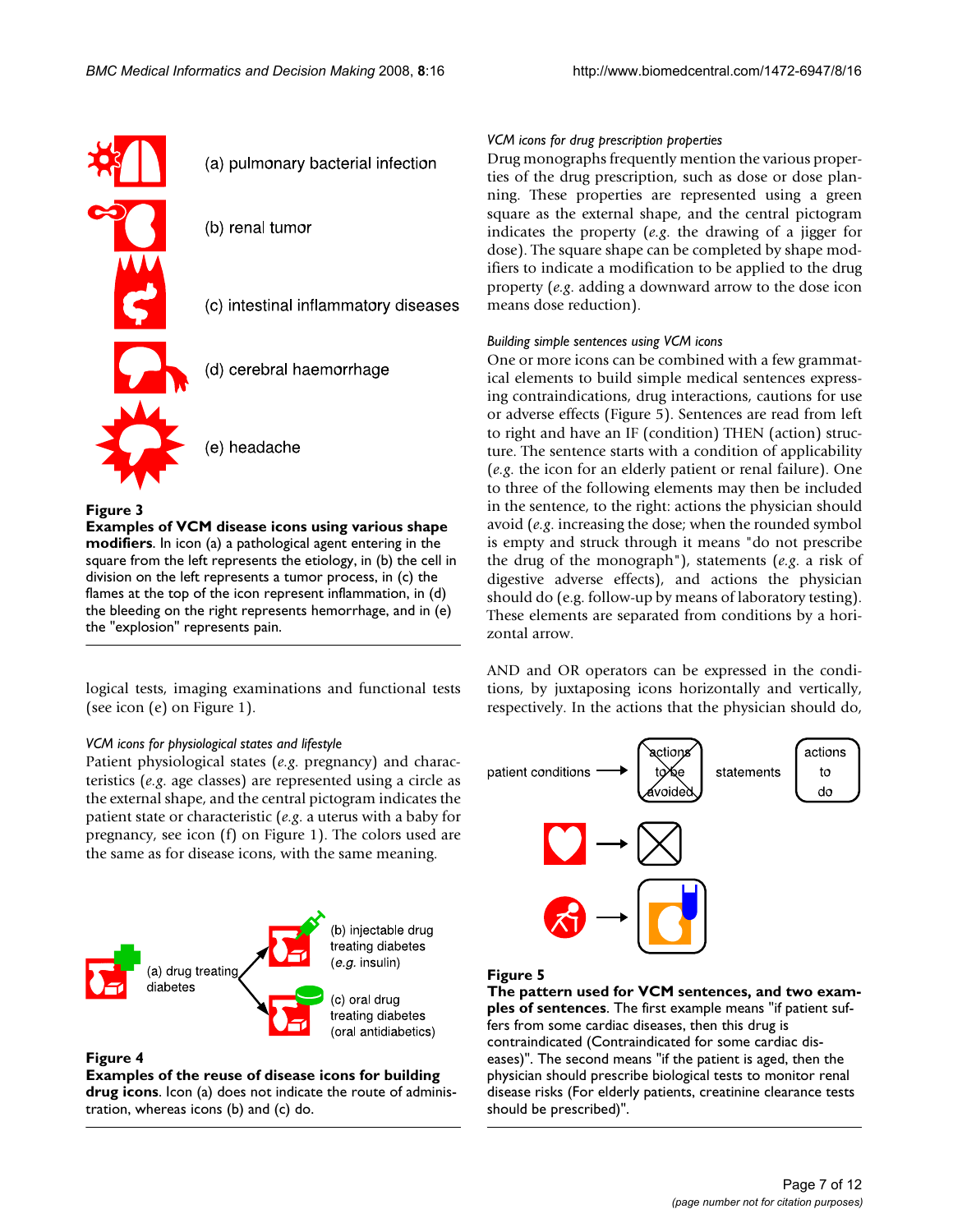**Figure 3**

**Examples of VCM disease icons using various shape modifiers**. In icon (a) a pathological agent entering in the square from the left represents the etiology, in (b) the cell in division on the left represents a tumor process, in (c) the flames at the top of the icon represent inflammation, in (d) the bleeding on the right represents hemorrhage, and in (e) the "explosion" represents pain.

logical tests, imaging examinations and functional tests (see icon (e) on Figure 1).

#### *VCM icons for physiological states and lifestyle*

Patient physiological states (*e.g.* pregnancy) and characteristics (*e.g.* age classes) are represented using a circle as the external shape, and the central pictogram indicates the patient state or characteristic (*e.g.* a uterus with a baby for pregnancy, see icon (f) on Figure 1). The colors used are the same as for disease icons, with the same meaning.

**Figure 4**

**Examples of the reuse of disease icons for building drug icons**. Icon (a) does not indicate the route of administration, whereas icons (b) and (c) do.

#### *VCM icons for drug prescription properties*

Drug monographs frequently mention the various properties of the drug prescription, such as dose or dose planning. These properties are represented using a green square as the external shape, and the central pictogram indicates the property (*e.g.* the drawing of a jigger for dose). The square shape can be completed by shape modifiers to indicate a modification to be applied to the drug property (*e.g.* adding a downward arrow to the dose icon means dose reduction).

#### *Building simple sentences using VCM icons*

One or more icons can be combined with a few grammatical elements to build simple medical sentences expressing contraindications, drug interactions, cautions for use or adverse effects (Figure 5). Sentences are read from left to right and have an IF (condition) THEN (action) structure. The sentence starts with a condition of applicability (*e.g.* the icon for an elderly patient or renal failure). One to three of the following elements may then be included in the sentence, to the right: actions the physician should avoid (*e.g.* increasing the dose; when the rounded symbol is empty and struck through it means "do not prescribe the drug of the monograph"), statements (*e.g.* a risk of digestive adverse effects), and actions the physician should do (e.g. follow-up by means of laboratory testing). These elements are separated from conditions by a horizontal arrow.

AND and OR operators can be expressed in the conditions, by juxtaposing icons horizontally and vertically, respectively. In the actions that the physician should do,

**Figure 5**

**The pattern used for VCM sentences, and two examples of sentences**. The first example means "if patient suffers from some cardiac diseases, then this drug is contraindicated (Contraindicated for some cardiac diseases)". The second means "if the patient is aged, then the physician should prescribe biological tests to monitor renal disease risks (For elderly patients, creatinine clearance tests should be prescribed)".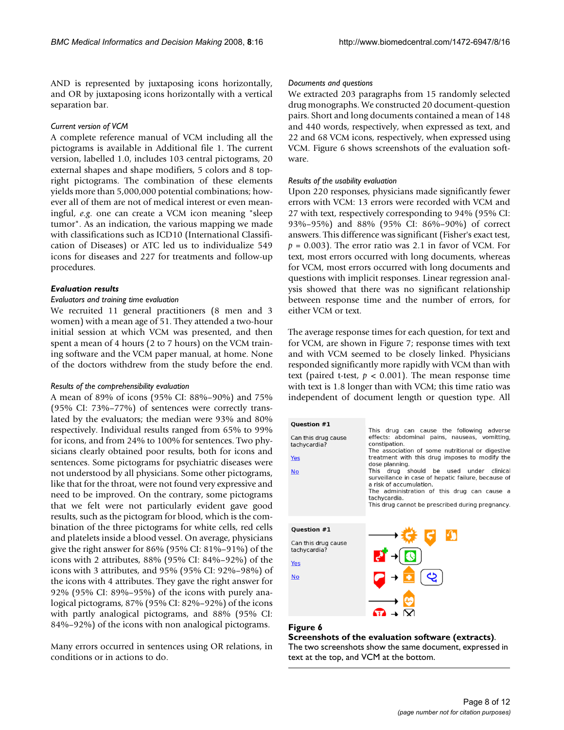AND is represented by juxtaposing icons horizontally, and OR by juxtaposing icons horizontally with a vertical separation bar.

*Current version of VCM*

A complete reference manual of VCM including all the pictograms is available in Additional file 1. The current version, labelled 1.0, includes 103 central pictograms, 20 external shapes and shape modifiers, 5 colors and 8 top-right pictograms. The combination of these elements yields more than 5,000,000 potential combinations; however all of them are not of medical interest or even meaningful, *e.g.* one can create a VCM icon meaning "sleep tumor". As an indication, the various mapping we made with classifications such as ICD10 (International Classification of Diseases) or ATC led us to individualize 549 icons for diseases and 227 for treatments and follow-up procedures.

### Evaluation results

*Evaluators and training time evaluation*

We recruited 11 general practitioners (8 men and 3 women) with a mean age of 51. They attended a two-hour initial session at which VCM was presented, and then spent a mean of 4 hours (2 to 7 hours) on the VCM training software and the VCM paper manual, at home. None of the doctors withdrew from the study before the end.

*Results of the comprehensibility evaluation*

A mean of 89% of icons (95% CI: 88%–90%) and 75% (95% CI: 73%–77%) of sentences were correctly translated by the evaluators; the median were 93% and 80% respectively. Individual results ranged from 65% to 99% for icons, and from 24% to 100% for sentences. Two physicians clearly obtained poor results, both for icons and sentences. Some pictograms for psychiatric diseases were not understood by all physicians. Some other pictograms, like that for the throat, were not found very expressive and need to be improved. On the contrary, some pictograms that we felt were not particularly evident gave good results, such as the pictogram for blood, which is the combination of the three pictograms for white cells, red cells and platelets inside a blood vessel. On average, physicians give the right answer for 86% (95% CI: 81%–91%) of the icons with 2 attributes, 88% (95% CI: 84%–92%) of the icons with 3 attributes, and 95% (95% CI: 92%–98%) of the icons with 4 attributes. They gave the right answer for 92% (95% CI: 89%–95%) of the icons with purely analogical pictograms, 87% (95% CI: 82%–92%) of the icons with partly analogical pictograms, and 88% (95% CI: 84%–92%) of the icons with non analogical pictograms.

Many errors occurred in sentences using OR relations, in conditions or in actions to do.

*Documents and questions*

We extracted 203 paragraphs from 15 randomly selected drug monographs. We constructed 20 document-question pairs. Short and long documents contained a mean of 148 and 440 words, respectively, when expressed as text, and 22 and 68 VCM icons, respectively, when expressed using VCM. Figure 6 shows screenshots of the evaluation software.

*Results of the usability evaluation*

Upon 220 responses, physicians made significantly fewer errors with VCM: 13 errors were recorded with VCM and 27 with text, respectively corresponding to 94% (95% CI: 93%–95%) and 88% (95% CI: 86%–90%) of correct answers. This difference was significant (Fisher's exact test, $p = 0.003$). The error ratio was 2.1 in favor of VCM. For text, most errors occurred with long documents, whereas for VCM, most errors occurred with long documents and questions with implicit responses. Linear regression analysis showed that there was no significant relationship between response time and the number of errors, for either VCM or text.

The average response times for each question, for text and for VCM, are shown in Figure 7; response times with text and with VCM seemed to be closely linked. Physicians responded significantly more rapidly with VCM than with text (paired t-test, $p < 0.001$). The mean response time with text is 1.8 longer than with VCM; this time ratio was independent of document length or question type. All

**Question #1**

Can this drug cause tachycardia?

Yes

No

This drug can cause the following adverse effects: abdominal pains, nauseas, vomitting, constipation.
The association of some nutritional or digestive treatment with this drug imposes to modify the dose planning.
This drug should be used under clinical surveillance in case of hepatic failure, because of a risk of accumulation.
The administration of this drug can cause a tachycardia.
This drug cannot be prescribed during pregnancy.

**Question #1**

Can this drug cause tachycardia?

Yes

No

**Figure 6**
**Screenshots of the evaluation software (extracts)**. The two screenshots show the same document, expressed in text at the top, and VCM at the bottom.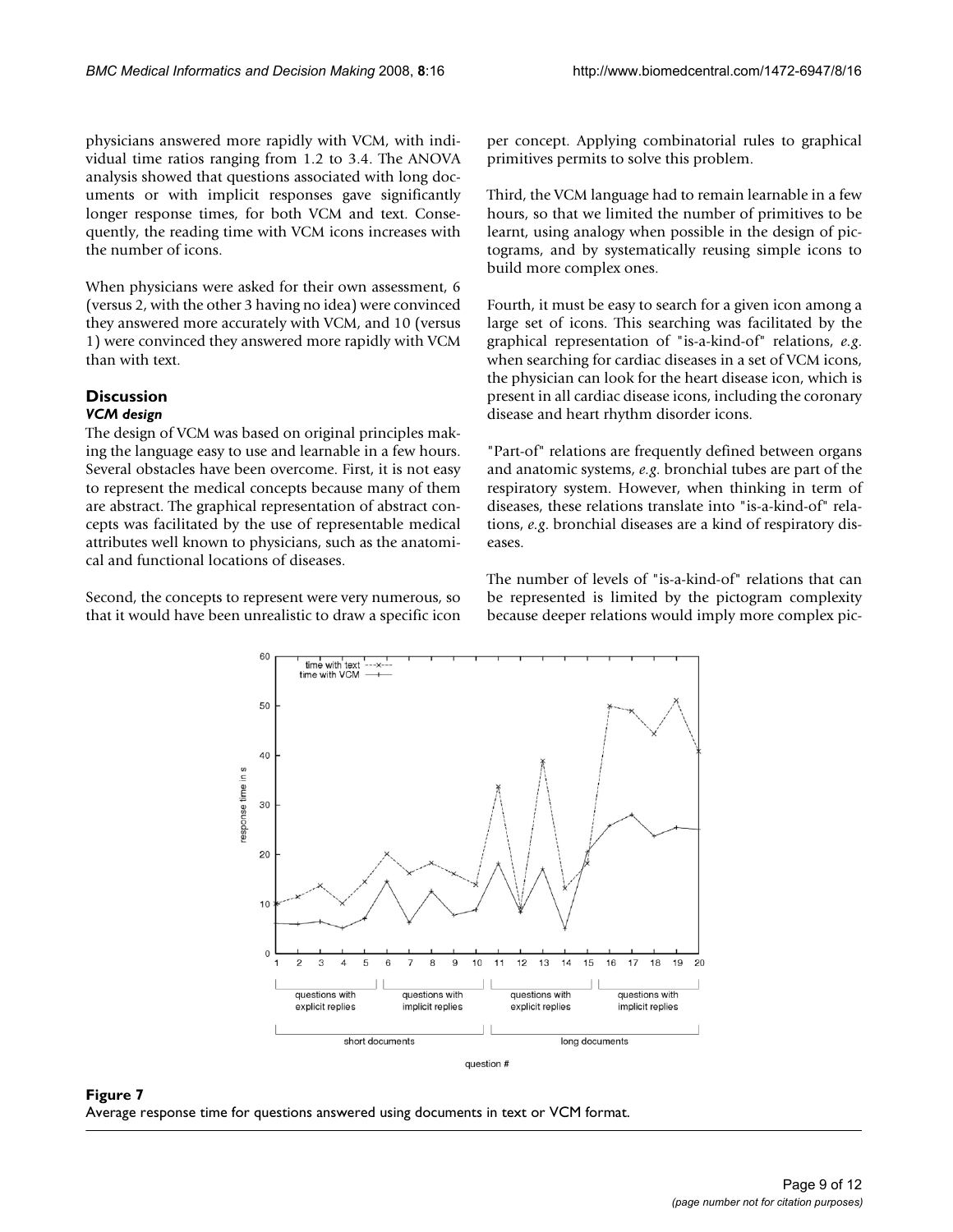physicians answered more rapidly with VCM, with individual time ratios ranging from 1.2 to 3.4. The ANOVA analysis showed that questions associated with long documents or with implicit responses gave significantly longer response times, for both VCM and text. Consequently, the reading time with VCM icons increases with the number of icons.

When physicians were asked for their own assessment, 6 (versus 2, with the other 3 having no idea) were convinced they answered more accurately with VCM, and 10 (versus 1) were convinced they answered more rapidly with VCM than with text.

## Discussion

### VCM design

The design of VCM was based on original principles making the language easy to use and learnable in a few hours. Several obstacles have been overcome. First, it is not easy to represent the medical concepts because many of them are abstract. The graphical representation of abstract concepts was facilitated by the use of representable medical attributes well known to physicians, such as the anatomical and functional locations of diseases.

Second, the concepts to represent were very numerous, so that it would have been unrealistic to draw a specific icon per concept. Applying combinatorial rules to graphical primitives permits to solve this problem.

Third, the VCM language had to remain learnable in a few hours, so that we limited the number of primitives to be learnt, using analogy when possible in the design of pictograms, and by systematically reusing simple icons to build more complex ones.

Fourth, it must be easy to search for a given icon among a large set of icons. This searching was facilitated by the graphical representation of "is-a-kind-of" relations, *e.g.* when searching for cardiac diseases in a set of VCM icons, the physician can look for the heart disease icon, which is present in all cardiac disease icons, including the coronary disease and heart rhythm disorder icons.

"Part-of" relations are frequently defined between organs and anatomic systems, *e.g.* bronchial tubes are part of the respiratory system. However, when thinking in term of diseases, these relations translate into "is-a-kind-of" relations, *e.g.* bronchial diseases are a kind of respiratory diseases.

The number of levels of "is-a-kind-of" relations that can be represented is limited by the pictogram complexity because deeper relations would imply more complex pic-

**Figure 7**
Average response time for questions answered using documents in text or VCM format.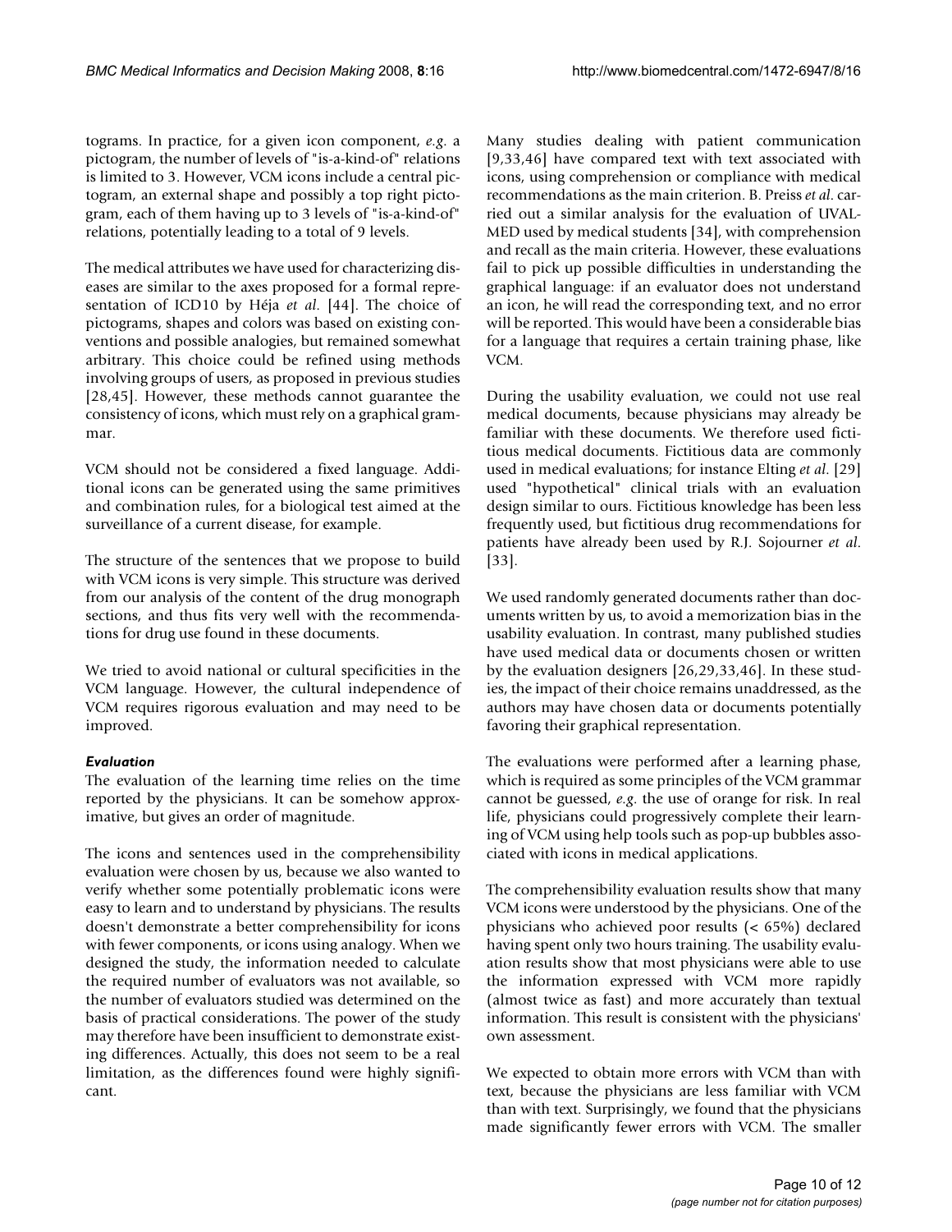tograms. In practice, for a given icon component, *e.g.* a pictogram, the number of levels of "is-a-kind-of" relations is limited to 3. However, VCM icons include a central pictogram, an external shape and possibly a top right pictogram, each of them having up to 3 levels of "is-a-kind-of" relations, potentially leading to a total of 9 levels.

The medical attributes we have used for characterizing diseases are similar to the axes proposed for a formal representation of ICD10 by Héja *et al.* [44]. The choice of pictograms, shapes and colors was based on existing conventions and possible analogies, but remained somewhat arbitrary. This choice could be refined using methods involving groups of users, as proposed in previous studies [28,45]. However, these methods cannot guarantee the consistency of icons, which must rely on a graphical grammar.

VCM should not be considered a fixed language. Additional icons can be generated using the same primitives and combination rules, for a biological test aimed at the surveillance of a current disease, for example.

The structure of the sentences that we propose to build with VCM icons is very simple. This structure was derived from our analysis of the content of the drug monograph sections, and thus fits very well with the recommendations for drug use found in these documents.

We tried to avoid national or cultural specificities in the VCM language. However, the cultural independence of VCM requires rigorous evaluation and may need to be improved.

### *Evaluation*

The evaluation of the learning time relies on the time reported by the physicians. It can be somehow approximative, but gives an order of magnitude.

The icons and sentences used in the comprehensibility evaluation were chosen by us, because we also wanted to verify whether some potentially problematic icons were easy to learn and to understand by physicians. The results doesn't demonstrate a better comprehensibility for icons with fewer components, or icons using analogy. When we designed the study, the information needed to calculate the required number of evaluators was not available, so the number of evaluators studied was determined on the basis of practical considerations. The power of the study may therefore have been insufficient to demonstrate existing differences. Actually, this does not seem to be a real limitation, as the differences found were highly significant.

Many studies dealing with patient communication [9,33,46] have compared text with text associated with icons, using comprehension or compliance with medical recommendations as the main criterion. B. Preiss *et al.* carried out a similar analysis for the evaluation of UVAL-MED used by medical students [34], with comprehension and recall as the main criteria. However, these evaluations fail to pick up possible difficulties in understanding the graphical language: if an evaluator does not understand an icon, he will read the corresponding text, and no error will be reported. This would have been a considerable bias for a language that requires a certain training phase, like VCM.

During the usability evaluation, we could not use real medical documents, because physicians may already be familiar with these documents. We therefore used fictitious medical documents. Fictitious data are commonly used in medical evaluations; for instance Elting *et al.* [29] used "hypothetical" clinical trials with an evaluation design similar to ours. Fictitious knowledge has been less frequently used, but fictitious drug recommendations for patients have already been used by R.J. Sojourner *et al.* [33].

We used randomly generated documents rather than documents written by us, to avoid a memorization bias in the usability evaluation. In contrast, many published studies have used medical data or documents chosen or written by the evaluation designers [26,29,33,46]. In these studies, the impact of their choice remains unaddressed, as the authors may have chosen data or documents potentially favoring their graphical representation.

The evaluations were performed after a learning phase, which is required as some principles of the VCM grammar cannot be guessed, *e.g.* the use of orange for risk. In real life, physicians could progressively complete their learning of VCM using help tools such as pop-up bubbles associated with icons in medical applications.

The comprehensibility evaluation results show that many VCM icons were understood by the physicians. One of the physicians who achieved poor results (< 65%) declared having spent only two hours training. The usability evaluation results show that most physicians were able to use the information expressed with VCM more rapidly (almost twice as fast) and more accurately than textual information. This result is consistent with the physicians' own assessment.

We expected to obtain more errors with VCM than with text, because the physicians are less familiar with VCM than with text. Surprisingly, we found that the physicians made significantly fewer errors with VCM. The smaller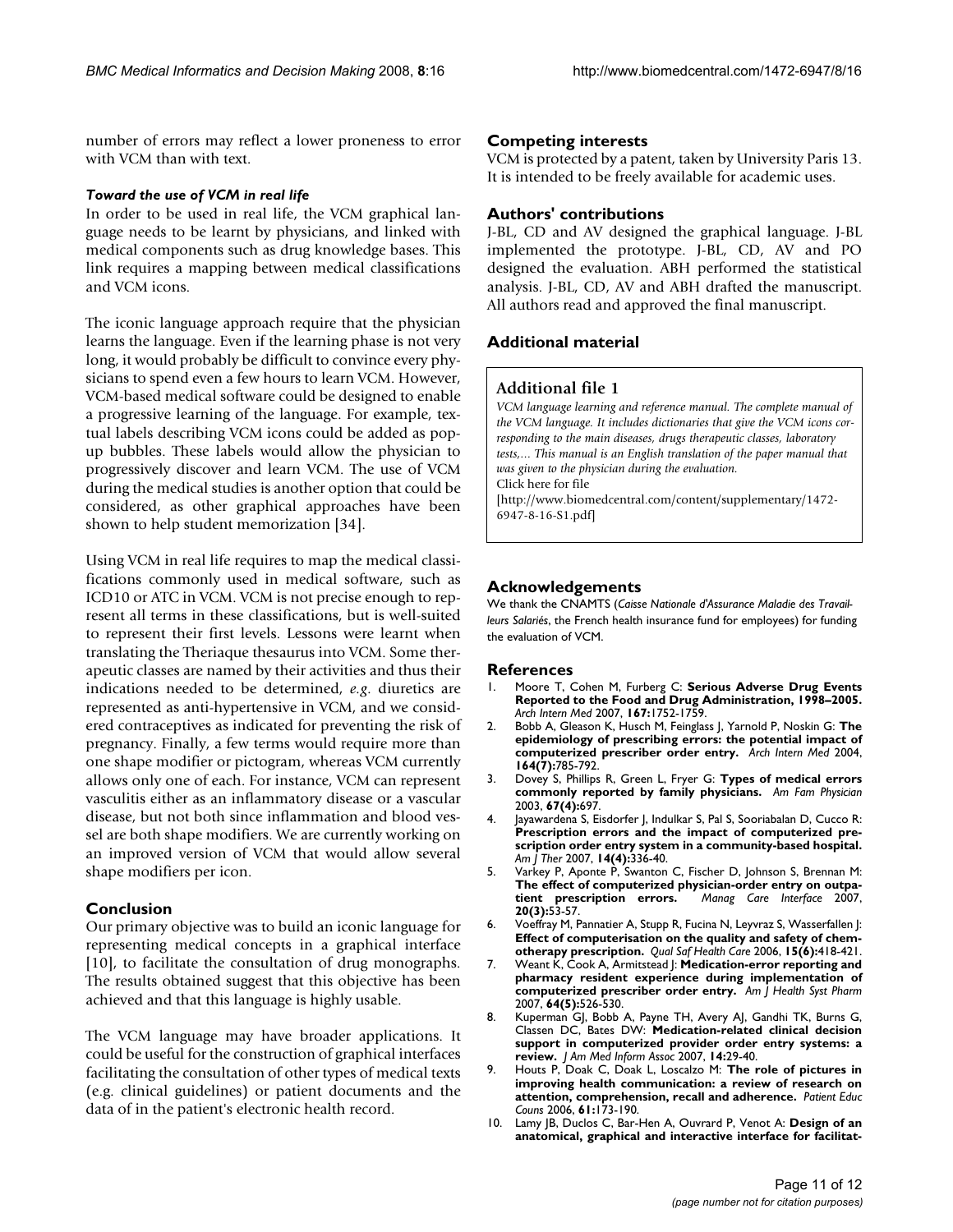number of errors may reflect a lower proneness to error with VCM than with text.

#### *Toward the use of VCM in real life*

In order to be used in real life, the VCM graphical language needs to be learnt by physicians, and linked with medical components such as drug knowledge bases. This link requires a mapping between medical classifications and VCM icons.

The iconic language approach require that the physician learns the language. Even if the learning phase is not very long, it would probably be difficult to convince every physicians to spend even a few hours to learn VCM. However, VCM-based medical software could be designed to enable a progressive learning of the language. For example, textual labels describing VCM icons could be added as popup bubbles. These labels would allow the physician to progressively discover and learn VCM. The use of VCM during the medical studies is another option that could be considered, as other graphical approaches have been shown to help student memorization [34].

Using VCM in real life requires to map the medical classifications commonly used in medical software, such as ICD10 or ATC in VCM. VCM is not precise enough to represent all terms in these classifications, but is well-suited to represent their first levels. Lessons were learnt when translating the Theriaque thesaurus into VCM. Some therapeutic classes are named by their activities and thus their indications needed to be determined, *e.g.* diuretics are represented as anti-hypertensive in VCM, and we considered contraceptives as indicated for preventing the risk of pregnancy. Finally, a few terms would require more than one shape modifier or pictogram, whereas VCM currently allows only one of each. For instance, VCM can represent vasculitis either as an inflammatory disease or a vascular disease, but not both since inflammation and blood vessel are both shape modifiers. We are currently working on an improved version of VCM that would allow several shape modifiers per icon.

### Conclusion

Our primary objective was to build an iconic language for representing medical concepts in a graphical interface [10], to facilitate the consultation of drug monographs. The results obtained suggest that this objective has been achieved and that this language is highly usable.

The VCM language may have broader applications. It could be useful for the construction of graphical interfaces facilitating the consultation of other types of medical texts (e.g. clinical guidelines) or patient documents and the data of in the patient's electronic health record.

### Competing interests

VCM is protected by a patent, taken by University Paris 13. It is intended to be freely available for academic uses.

### Authors' contributions

J-BL, CD and AV designed the graphical language. J-BL implemented the prototype. J-BL, CD, AV and PO designed the evaluation. ABH performed the statistical analysis. J-BL, CD, AV and ABH drafted the manuscript. All authors read and approved the final manuscript.

### Additional material

**Additional file 1**

*VCM language learning and reference manual. The complete manual of the VCM language. It includes dictionaries that give the VCM icons corresponding to the main diseases, drugs therapeutic classes, laboratory tests,... This manual is an English translation of the paper manual that was given to the physician during the evaluation.*
Click here for file
[http://www.biomedcentral.com/content/supplementary/1472-6947-8-16-S1.pdf]

### Acknowledgements

We thank the CNAMTS (*Caisse Nationale d'Assurance Maladie des Travailleurs Salariés*, the French health insurance fund for employees) for funding the evaluation of VCM.

### References

1. Moore T, Cohen M, Furberg C: **Serious Adverse Drug Events Reported to the Food and Drug Administration, 1998–2005.** *Arch Intern Med* 2007, **167:**1752-1759.
2. Bobb A, Gleason K, Husch M, Feinglass J, Yarnold P, Noskin G: **The epidemiology of prescribing errors: the potential impact of computerized prescriber order entry.** *Arch Intern Med* 2004, **164(7):**785-792.
3. Dovey S, Phillips R, Green L, Fryer G: **Types of medical errors commonly reported by family physicians.** *Am Fam Physician* 2003, **67(4):**697.
4. Jayawardena S, Eisdorfer J, Indulkar S, Pal S, Sooriabalan D, Cucco R: **Prescription errors and the impact of computerized prescription order entry system in a community-based hospital.** *Am J Ther* 2007, **14(4):**336-40.
5. Varkey P, Aponte P, Swanton C, Fischer D, Johnson S, Brennan M: **The effect of computerized physician-order entry on outpatient prescription errors.** *Manag Care Interface* 2007, **20(3):**53-57.
6. Voeffray M, Pannatier A, Stupp R, Fucina N, Leyvraz S, Wasserfallen J: **Effect of computerisation on the quality and safety of chemotherapy prescription.** *Qual Saf Health Care* 2006, **15(6):**418-421.
7. Weant K, Cook A, Armitstead J: **Medication-error reporting and pharmacy resident experience during implementation of computerized prescriber order entry.** *Am J Health Syst Pharm* 2007, **64(5):**526-530.
8. Kuperman GJ, Bobb A, Payne TH, Avery AJ, Gandhi TK, Burns G, Classen DC, Bates DW: **Medication-related clinical decision support in computerized provider order entry systems: a review.** *J Am Med Inform Assoc* 2007, **14:**29-40.
9. Houts P, Doak C, Doak L, Loscalzo M: **The role of pictures in improving health communication: a review of research on attention, comprehension, recall and adherence.** *Patient Educ Couns* 2006, **61:**173-190.
10. Lamy JB, Duclos C, Bar-Hen A, Ouvrard P, Venot A: **Design of an anatomical, graphical and interactive interface for facilitat-**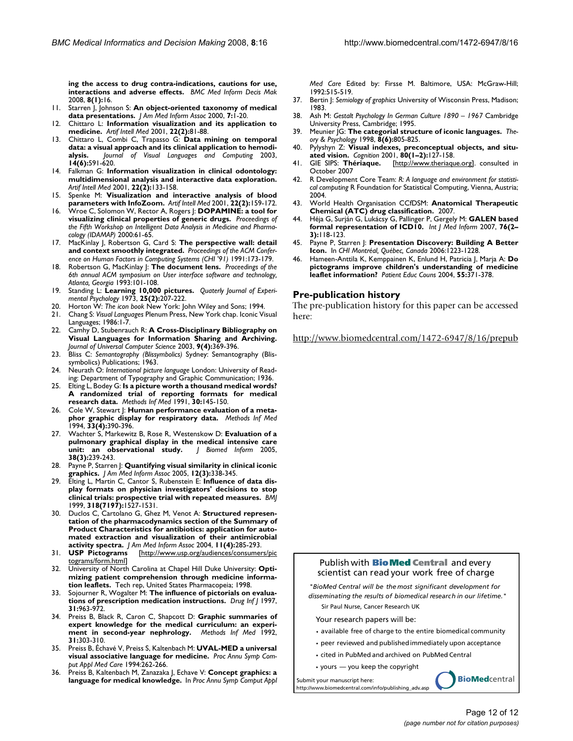**ing the access to drug contra-indications, cautions for use, interactions and adverse effects.** *BMC Med Inform Decis Mak* 2008, **8(1):**16.

11. Starren J, Johnson S: **An object-oriented taxonomy of medical data presentations.** *J Am Med Inform Assoc* 2000, **7:**1-20.
12. Chittaro L: **Information visualization and its application to medicine.** *Artif Intell Med* 2001, **22(2):**81-88.
13. Chittaro L, Combi C, Trapasso G: **Data mining on temporal data: a visual approach and its clinical application to hemodialysis.** *Journal of Visual Languages and Computing* 2003, **14(6):**591-620.
14. Falkman G: **Information visualization in clinical odontology: multidimensional analysis and interactive data exploration.** *Artif Intell Med* 2001, **22(2):**133-158.
15. Spenke M: **Visualization and interactive analysis of blood parameters with InfoZoom.** *Artif Intell Med* 2001, **22(2):**159-172.
16. Wroe C, Solomon W, Rector A, Rogers J: **DOPAMINE: a tool for visualizing clinical properties of generic drugs.** *Proceedings of the Fifth Workshop on Intelligent Data Analysis in Medicine and Pharmacology (IDAMAP)* 2000:61-65.
17. MacKinlay J, Robertson G, Card S: **The perspective wall: detail and context smoothly integrated.** *Proceedings of the ACM Conference on Human Factors in Computing Systems (CHI '91)* 1991:173-179.
18. Robertson G, MacKinlay J: **The document lens.** *Proceedings of the 6th annual ACM symposium on User interface software and technology, Atlanta, Georgia* 1993:101-108.
19. Standing L: **Learning 10,000 pictures.** *Quaterly Journal of Experimental Psychology* 1973, **25(2):**207-222.
20. Horton W: *The icon book* New York: John Wiley and Sons; 1994.
21. Chang S: *Visual Languages* Plenum Press, New York chap. Iconic Visual Languages; 1986:1-7.
22. Camhy D, Stubenrauch R: **A Cross-Disciplinary Bibliography on Visual Languages for Information Sharing and Archiving.** *Journal of Universal Computer Science* 2003, **9(4):**369-396.
23. Bliss C: *Semantography (Blissymbolics)* Sydney: Semantography (Blissymbolics) Publications; 1963.
24. Neurath O: *International picture language* London: University of Reading: Department of Typography and Graphic Communication; 1936.
25. Elting L, Bodey G: **Is a picture worth a thousand medical words? A randomized trial of reporting formats for medical research data.** *Methods Inf Med* 1991, **30:**145-150.
26. Cole W, Stewart J: **Human performance evaluation of a metaphor graphic display for respiratory data.** *Methods Inf Med* 1994, **33(4):**390-396.
27. Wachter S, Markewitz B, Rose R, Westenskow D: **Evaluation of a pulmonary graphical display in the medical intensive care unit: an observational study.** *J Biomed Inform* 2005, **38(3):**239-243.
28. Payne P, Starren J: **Quantifying visual similarity in clinical iconic graphics.** *J Am Med Inform Assoc* 2005, **12(3):**338-345.
29. Elting L, Martin C, Cantor S, Rubenstein E: **Influence of data display formats on physician investigators' decisions to stop clinical trials: prospective trial with repeated measures.** *BMJ* 1999, **318(7197):**1527-1531.
30. Duclos C, Cartolano G, Ghez M, Venot A: **Structured representation of the pharmacodynamics section of the Summary of Product Characteristics for antibiotics: application for automated extraction and visualization of their antimicrobial activity spectra.** *J Am Med Inform Assoc* 2004, **11(4):**285-293.
31. **USP Pictograms** [http://www.usp.org/audiences/consumers/pictograms/form.html]
32. University of North Carolina at Chapel Hill Duke University: **Optimizing patient comprehension through medicine information leaflets.** Tech rep, United States Pharmacopeia; 1998.
33. Sojourner R, Wogalter M: **The influence of pictorials on evaluations of prescription medication instructions.** *Drug Inf J* 1997, **31:**963-972.
34. Preiss B, Black R, Caron C, Shapcott D: **Graphic summaries of expert knowledge for the medical curriculum: an experiment in second-year nephrology.** *Methods Inf Med* 1992, **31:**303-310.
35. Preiss B, Échavé V, Preiss S, Kaltenbach M: **UVAL-MED a universal visual associative language for medicine.** *Proc Annu Symp Comput Appl Med Care* 1994:262-266.
36. Preiss B, Kaltenbach M, Zanazaka J, Echave V: **Concept graphics: a language for medical knowledge.** In *Proc Annu Symp Comput Appl Med Care* Edited by: Firsse M. Baltimore, USA: McGraw-Hill; 1992:515-519.
37. Bertin J: *Semiology of graphics* University of Wisconsin Press, Madison; 1983.
38. Ash M: *Gestalt Psychology In German Culture 1890 – 1967* Cambridge University Press, Cambridge; 1995.
39. Meunier JG: **The categorial structure of iconic languages.** *Theory & Psychology* 1998, **8(6):**805-825.
40. Pylyshyn Z: **Visual indexes, preconceptual objects, and situated vision.** *Cognition* 2001, **80(1–2):**127-158.
41. GIE SIPS: **Thériaque.** [http://www.theriaque.org]. consulted in October 2007
42. R Development Core Team: *R: A language and environment for statistical computing* R Foundation for Statistical Computing, Vienna, Austria; 2004.
43. World Health Organisation CCfDSM: **Anatomical Therapeutic Chemical (ATC) drug classification.** 2007.
44. Héja G, Surján G, Lukácsy G, Pallinger P, Gergely M: **GALEN based formal representation of ICD10.** *Int J Med Inform* 2007, **76(2–3):**118-123.
45. Payne P, Starren J: **Presentation Discovery: Building A Better Icon.** In *CHI Montréal, Québec, Canada* 2006:1223-1228.
46. Hameen-Anttila K, Kemppainen K, Enlund H, Patricia J, Marja A: **Do pictograms improve children's understanding of medicine leaflet information?** *Patient Educ Couns* 2004, **55:**371-378.

## Pre-publication history

The pre-publication history for this paper can be accessed here:

http://www.biomedcentral.com/1472-6947/8/16/prepub

Publish with **BioMed Central** and every scientist can read your work free of charge

*"BioMed Central will be the most significant development for disseminating the results of biomedical research in our lifetime."*

Sir Paul Nurse, Cancer Research UK

Your research papers will be:

- available free of charge to the entire biomedical community
- peer reviewed and published immediately upon acceptance
- cited in PubMed and archived on PubMed Central
- yours — you keep the copyright

Submit your manuscript here:
http://www.biomedcentral.com/info/publishing_adv.asp

**BioMed**central